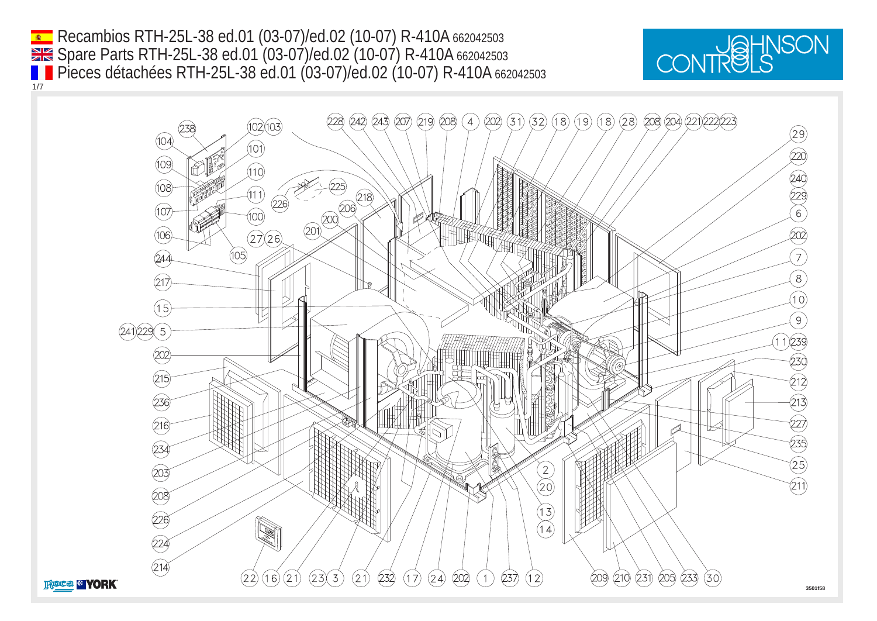Recambios RTH-25L-38 ed.01 (03-07)/ed.02 (10-07) R-410A 662042503

Spare Parts RTH-25L-38 ed.01 (03-07)/ed.02 (10-07) R-410A 662042503

Pieces détachées RTH-25L-38 ed.01 (03-07)/ed.02 (10-07) R-410A 662042503

JOHNSON CONTROLS

3501f58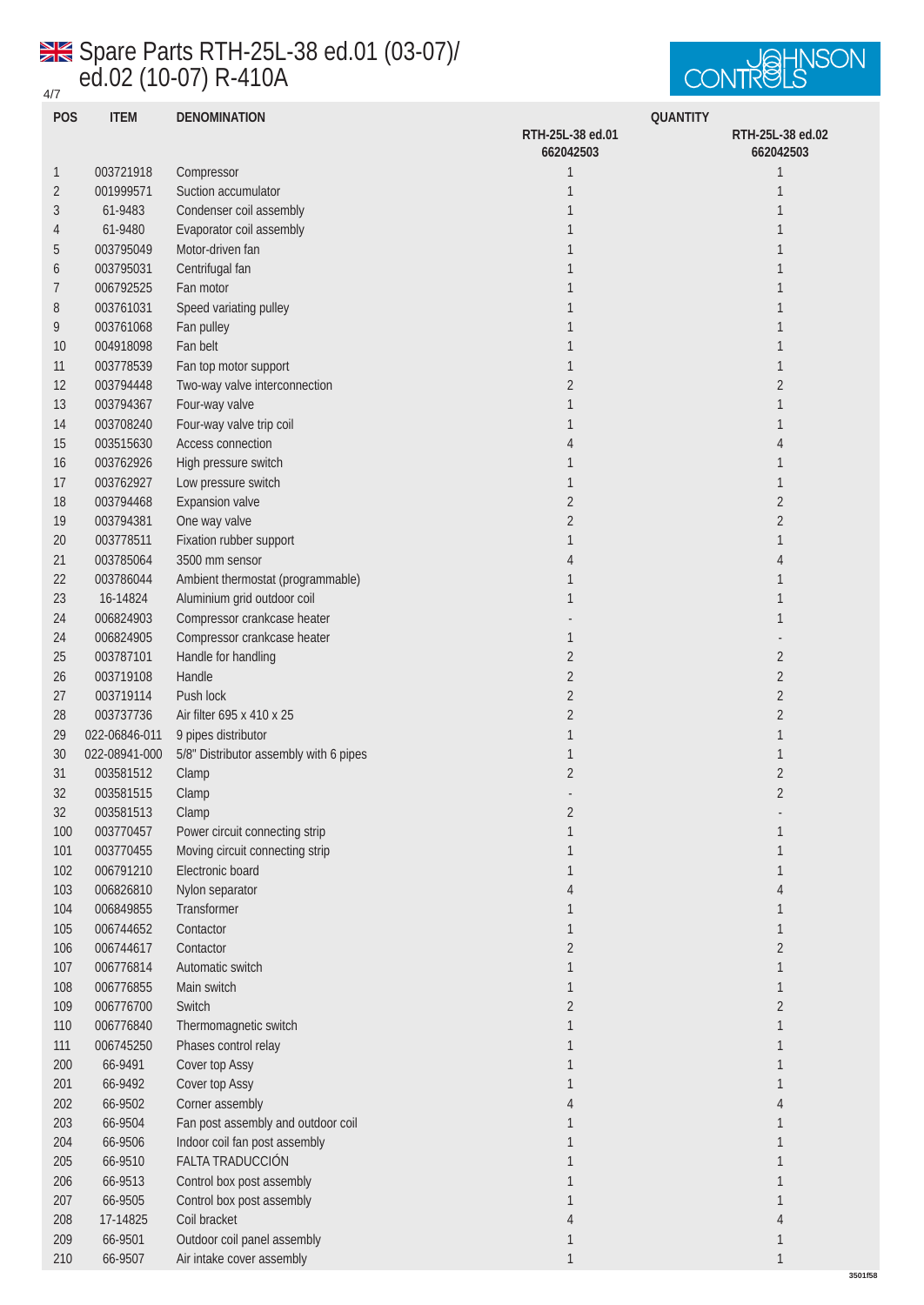# Spare Parts RTH-25L-38 ed.01 (03-07)/ ed.02 (10-07) R-410A

| POS | ITEM | DENOMINATION | QUANTITY | |
|---|---|---|---|---|
| | | | RTH-25L-38 ed.01 662042503 | RTH-25L-38 ed.02 662042503 |
| 1 | 003721918 | Compressor | 1 | 1 |
| 2 | 001999571 | Suction accumulator | 1 | 1 |
| 3 | 61-9483 | Condenser coil assembly | 1 | 1 |
| 4 | 61-9480 | Evaporator coil assembly | 1 | 1 |
| 5 | 003795049 | Motor-driven fan | 1 | 1 |
| 6 | 003795031 | Centrifugal fan | 1 | 1 |
| 7 | 006792525 | Fan motor | 1 | 1 |
| 8 | 003761031 | Speed variating pulley | 1 | 1 |
| 9 | 003761068 | Fan pulley | 1 | 1 |
| 10 | 004918098 | Fan belt | 1 | 1 |
| 11 | 003778539 | Fan top motor support | 1 | 1 |
| 12 | 003794448 | Two-way valve interconnection | 2 | 2 |
| 13 | 003794367 | Four-way valve | 1 | 1 |
| 14 | 003708240 | Four-way valve trip coil | 1 | 1 |
| 15 | 003515630 | Access connection | 4 | 4 |
| 16 | 003762926 | High pressure switch | 1 | 1 |
| 17 | 003762927 | Low pressure switch | 1 | 1 |
| 18 | 003794468 | Expansion valve | 2 | 2 |
| 19 | 003794381 | One way valve | 2 | 2 |
| 20 | 003778511 | Fixation rubber support | 1 | 1 |
| 21 | 003785064 | 3500 mm sensor | 4 | 4 |
| 22 | 003786044 | Ambient thermostat (programmable) | 1 | 1 |
| 23 | 16-14824 | Aluminium grid outdoor coil | 1 | 1 |
| 24 | 006824903 | Compressor crankcase heater | - | 1 |
| 24 | 006824905 | Compressor crankcase heater | 1 | - |
| 25 | 003787101 | Handle for handling | 2 | 2 |
| 26 | 003719108 | Handle | 2 | 2 |
| 27 | 003719114 | Push lock | 2 | 2 |
| 28 | 003737736 | Air filter 695 x 410 x 25 | 2 | 2 |
| 29 | 022-06846-011 | 9 pipes distributor | 1 | 1 |
| 30 | 022-08941-000 | 5/8" Distributor assembly with 6 pipes | 1 | 1 |
| 31 | 003581512 | Clamp | 2 | 2 |
| 32 | 003581515 | Clamp | - | 2 |
| 32 | 003581513 | Clamp | 2 | - |
| 100 | 003770457 | Power circuit connecting strip | 1 | 1 |
| 101 | 003770455 | Moving circuit connecting strip | 1 | 1 |
| 102 | 006791210 | Electronic board | 1 | 1 |
| 103 | 006826810 | Nylon separator | 4 | 4 |
| 104 | 006849855 | Transformer | 1 | 1 |
| 105 | 006744652 | Contactor | 1 | 1 |
| 106 | 006744617 | Contactor | 2 | 2 |
| 107 | 006776814 | Automatic switch | 1 | 1 |
| 108 | 006776855 | Main switch | 1 | 1 |
| 109 | 006776700 | Switch | 2 | 2 |
| 110 | 006776840 | Thermomagnetic switch | 1 | 1 |
| 111 | 006745250 | Phases control relay | 1 | 1 |
| 200 | 66-9491 | Cover top Assy | 1 | 1 |
| 201 | 66-9492 | Cover top Assy | 1 | 1 |
| 202 | 66-9502 | Corner assembly | 4 | 4 |
| 203 | 66-9504 | Fan post assembly and outdoor coil | 1 | 1 |
| 204 | 66-9506 | Indoor coil fan post assembly | 1 | 1 |
| 205 | 66-9510 | FALTA TRADUCCIÓN | 1 | 1 |
| 206 | 66-9513 | Control box post assembly | 1 | 1 |
| 207 | 66-9505 | Control box post assembly | 1 | 1 |
| 208 | 17-14825 | Coil bracket | 4 | 4 |
| 209 | 66-9501 | Outdoor coil panel assembly | 1 | 1 |
| 210 | 66-9507 | Air intake cover assembly | 1 | 1 |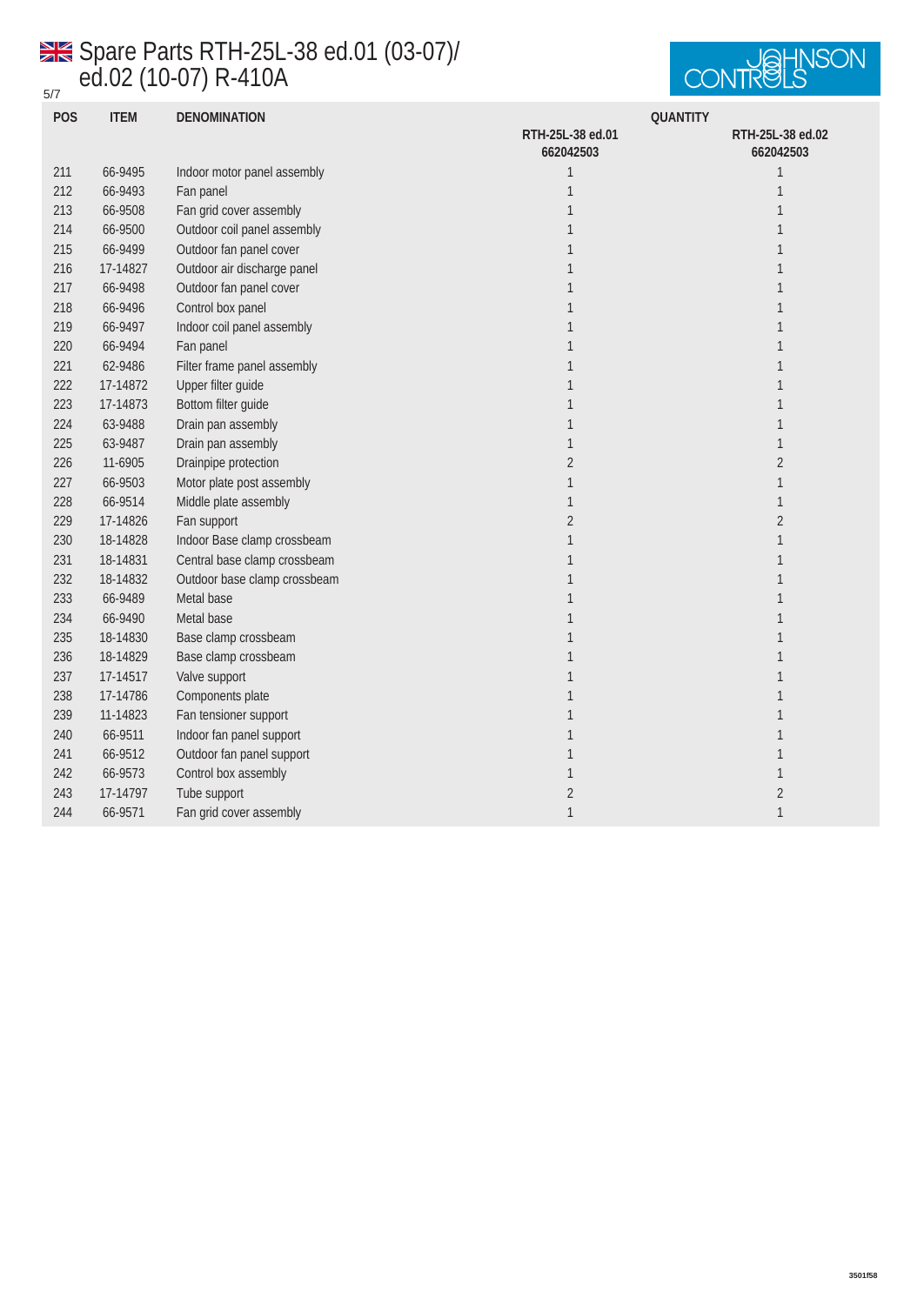# Spare Parts RTH-25L-38 ed.01 (03-07)/ ed.02 (10-07) R-410A

| POS | ITEM | DENOMINATION | QUANTITY | |
|---|---|---|---|---|
| | | | RTH-25L-38 ed.01 662042503 | RTH-25L-38 ed.02 662042503 |
| 211 | 66-9495 | Indoor motor panel assembly | 1 | 1 |
| 212 | 66-9493 | Fan panel | 1 | 1 |
| 213 | 66-9508 | Fan grid cover assembly | 1 | 1 |
| 214 | 66-9500 | Outdoor coil panel assembly | 1 | 1 |
| 215 | 66-9499 | Outdoor fan panel cover | 1 | 1 |
| 216 | 17-14827 | Outdoor air discharge panel | 1 | 1 |
| 217 | 66-9498 | Outdoor fan panel cover | 1 | 1 |
| 218 | 66-9496 | Control box panel | 1 | 1 |
| 219 | 66-9497 | Indoor coil panel assembly | 1 | 1 |
| 220 | 66-9494 | Fan panel | 1 | 1 |
| 221 | 62-9486 | Filter frame panel assembly | 1 | 1 |
| 222 | 17-14872 | Upper filter guide | 1 | 1 |
| 223 | 17-14873 | Bottom filter guide | 1 | 1 |
| 224 | 63-9488 | Drain pan assembly | 1 | 1 |
| 225 | 63-9487 | Drain pan assembly | 1 | 1 |
| 226 | 11-6905 | Drainpipe protection | 2 | 2 |
| 227 | 66-9503 | Motor plate post assembly | 1 | 1 |
| 228 | 66-9514 | Middle plate assembly | 1 | 1 |
| 229 | 17-14826 | Fan support | 2 | 2 |
| 230 | 18-14828 | Indoor Base clamp crossbeam | 1 | 1 |
| 231 | 18-14831 | Central base clamp crossbeam | 1 | 1 |
| 232 | 18-14832 | Outdoor base clamp crossbeam | 1 | 1 |
| 233 | 66-9489 | Metal base | 1 | 1 |
| 234 | 66-9490 | Metal base | 1 | 1 |
| 235 | 18-14830 | Base clamp crossbeam | 1 | 1 |
| 236 | 18-14829 | Base clamp crossbeam | 1 | 1 |
| 237 | 17-14517 | Valve support | 1 | 1 |
| 238 | 17-14786 | Components plate | 1 | 1 |
| 239 | 11-14823 | Fan tensioner support | 1 | 1 |
| 240 | 66-9511 | Indoor fan panel support | 1 | 1 |
| 241 | 66-9512 | Outdoor fan panel support | 1 | 1 |
| 242 | 66-9573 | Control box assembly | 1 | 1 |
| 243 | 17-14797 | Tube support | 2 | 2 |
| 244 | 66-9571 | Fan grid cover assembly | 1 | 1 |

3501f58